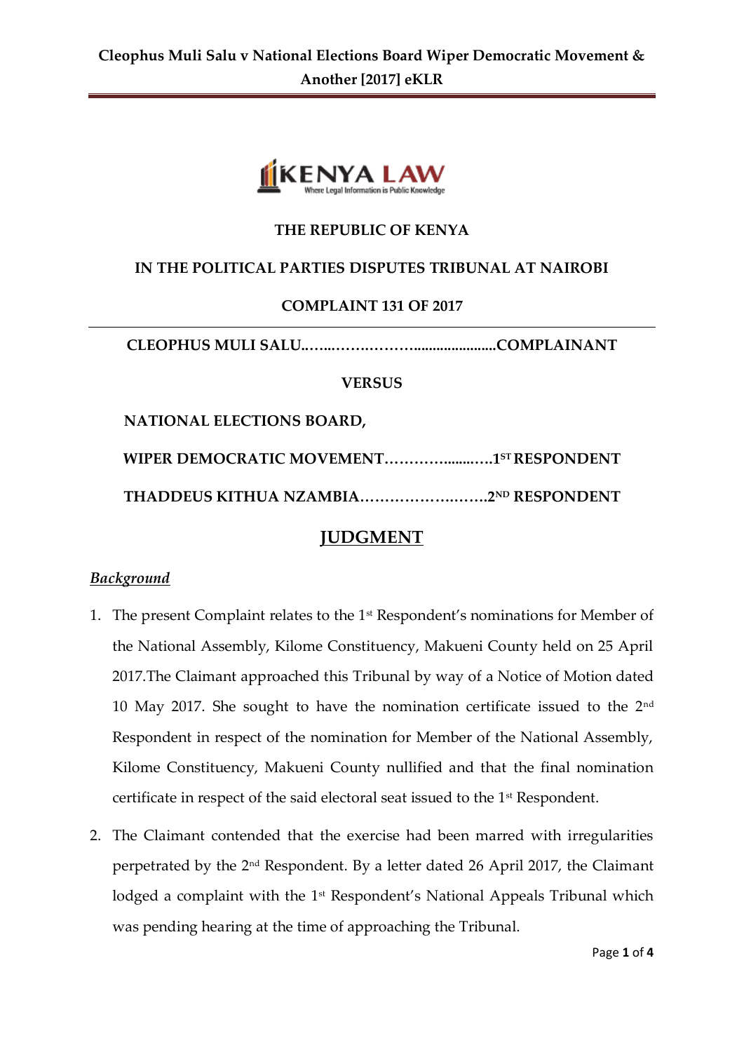**THE REPUBLIC OF KENYA**

**IN THE POLITICAL PARTIES DISPUTES TRIBUNAL AT NAIROBI**

**COMPLAINT 131 OF 2017**

**CLEOPHUS MULI SALU……...………..……….....................COMPLAINANT**

**VERSUS**

**NATIONAL ELECTIONS BOARD,**

**WIPER DEMOCRATIC MOVEMENT……………........…..1ST RESPONDENT**

**THADDEUS KITHUA NZAMBIA……………….…….2ND RESPONDENT**

## JUDGMENT

### *Background*

1. The present Complaint relates to the 1st Respondent's nominations for Member of the National Assembly, Kilome Constituency, Makueni County held on 25 April 2017.The Claimant approached this Tribunal by way of a Notice of Motion dated 10 May 2017. She sought to have the nomination certificate issued to the 2nd Respondent in respect of the nomination for Member of the National Assembly, Kilome Constituency, Makueni County nullified and that the final nomination certificate in respect of the said electoral seat issued to the 1st Respondent.

2. The Claimant contended that the exercise had been marred with irregularities perpetrated by the 2nd Respondent. By a letter dated 26 April 2017, the Claimant lodged a complaint with the 1st Respondent's National Appeals Tribunal which was pending hearing at the time of approaching the Tribunal.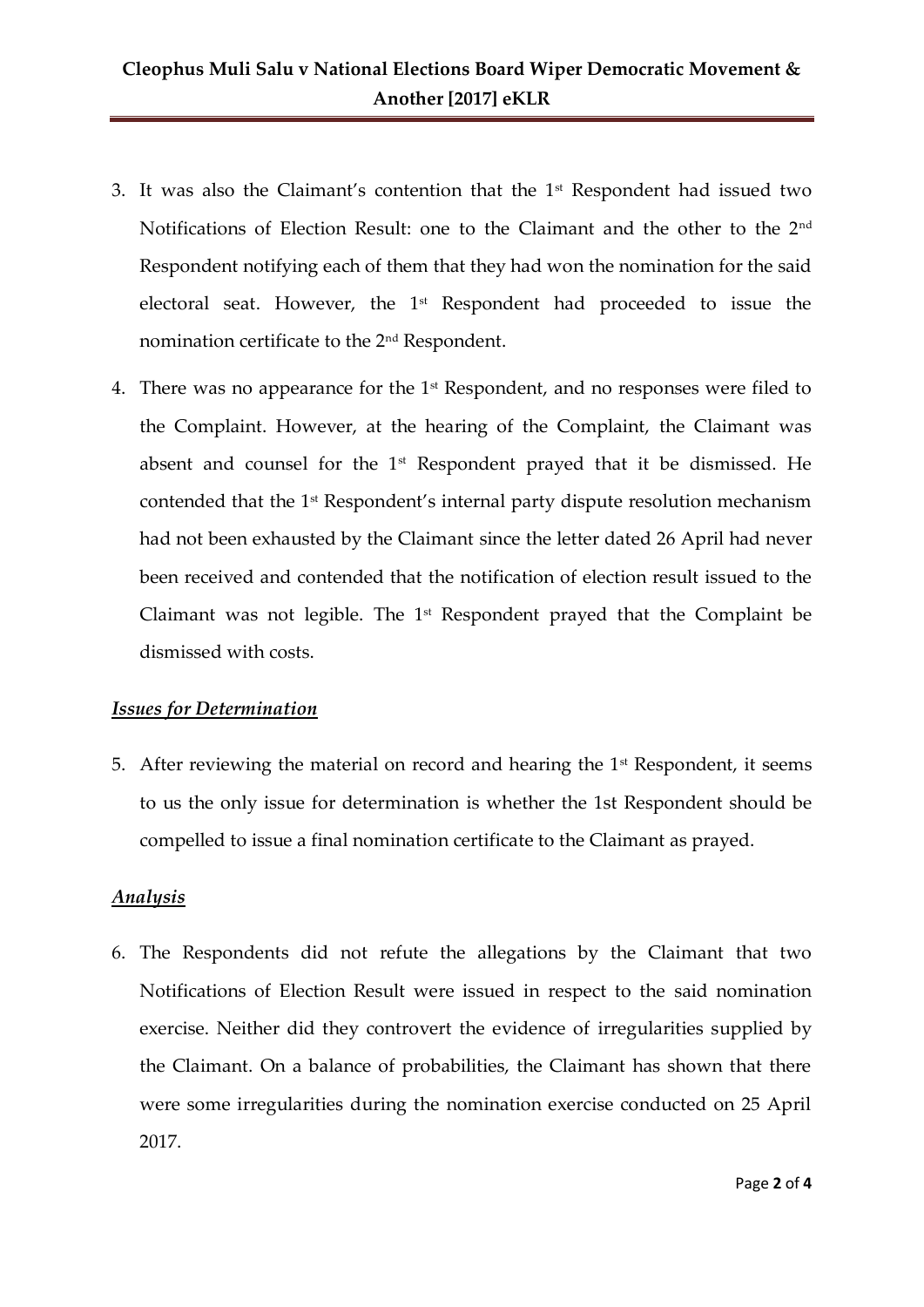3. It was also the Claimant's contention that the 1st Respondent had issued two Notifications of Election Result: one to the Claimant and the other to the 2nd Respondent notifying each of them that they had won the nomination for the said electoral seat. However, the 1st Respondent had proceeded to issue the nomination certificate to the 2nd Respondent.

4. There was no appearance for the 1st Respondent, and no responses were filed to the Complaint. However, at the hearing of the Complaint, the Claimant was absent and counsel for the 1st Respondent prayed that it be dismissed. He contended that the 1st Respondent's internal party dispute resolution mechanism had not been exhausted by the Claimant since the letter dated 26 April had never been received and contended that the notification of election result issued to the Claimant was not legible. The 1st Respondent prayed that the Complaint be dismissed with costs.

***Issues for Determination***

5. After reviewing the material on record and hearing the 1st Respondent, it seems to us the only issue for determination is whether the 1st Respondent should be compelled to issue a final nomination certificate to the Claimant as prayed.

***Analysis***

6. The Respondents did not refute the allegations by the Claimant that two Notifications of Election Result were issued in respect to the said nomination exercise. Neither did they controvert the evidence of irregularities supplied by the Claimant. On a balance of probabilities, the Claimant has shown that there were some irregularities during the nomination exercise conducted on 25 April 2017.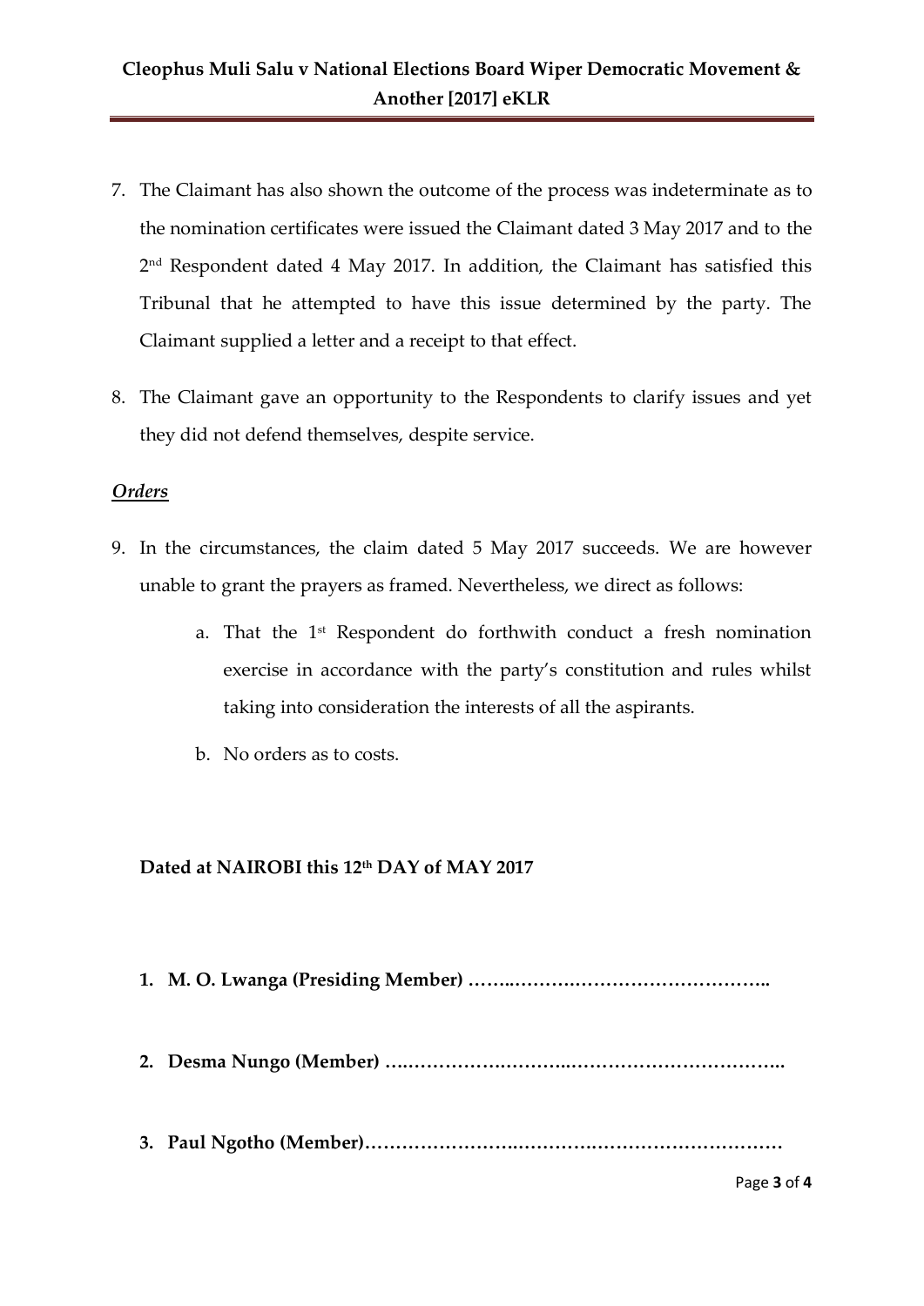7. The Claimant has also shown the outcome of the process was indeterminate as to the nomination certificates were issued the Claimant dated 3 May 2017 and to the 2nd Respondent dated 4 May 2017. In addition, the Claimant has satisfied this Tribunal that he attempted to have this issue determined by the party. The Claimant supplied a letter and a receipt to that effect.

8. The Claimant gave an opportunity to the Respondents to clarify issues and yet they did not defend themselves, despite service.

***Orders***

9. In the circumstances, the claim dated 5 May 2017 succeeds. We are however unable to grant the prayers as framed. Nevertheless, we direct as follows:

   a. That the 1st Respondent do forthwith conduct a fresh nomination exercise in accordance with the party's constitution and rules whilst taking into consideration the interests of all the aspirants.

   b. No orders as to costs.

**Dated at NAIROBI this 12th DAY of MAY 2017**

1. **M. O. Lwanga (Presiding Member) ……..……….……………………………..**

2. **Desma Nungo (Member) ….………….……….…………………………..**

3. **Paul Ngotho (Member)…………………….……….……………………**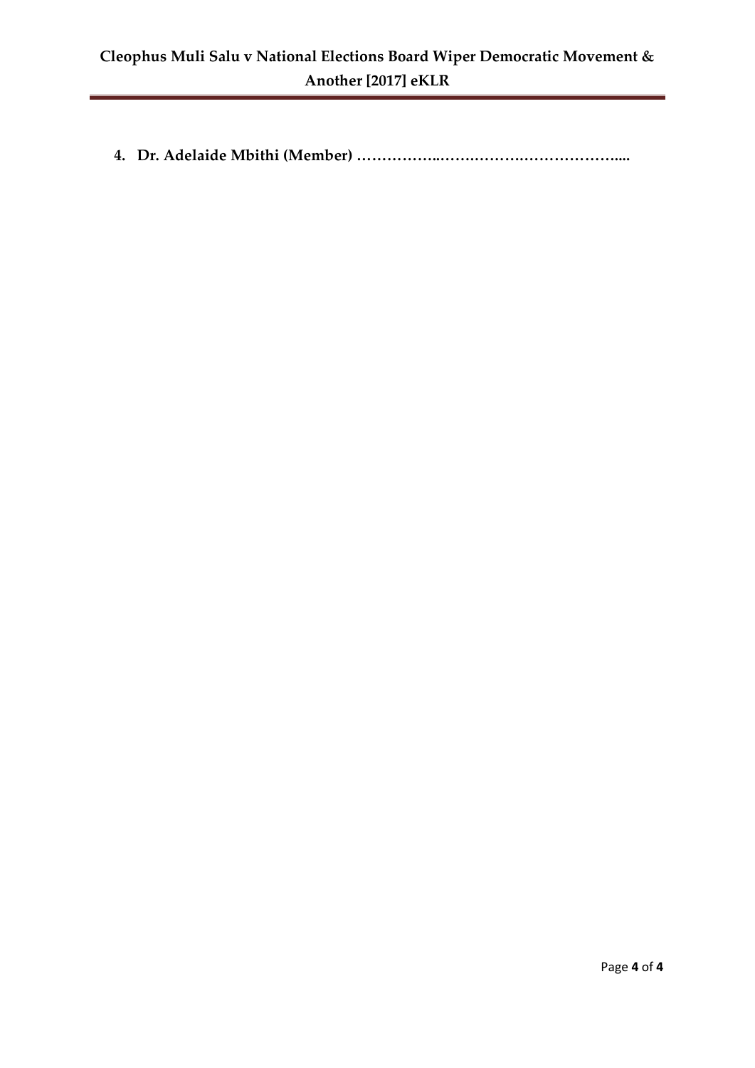4. **Dr. Adelaide Mbithi (Member) ……………..…….……….……………….....**